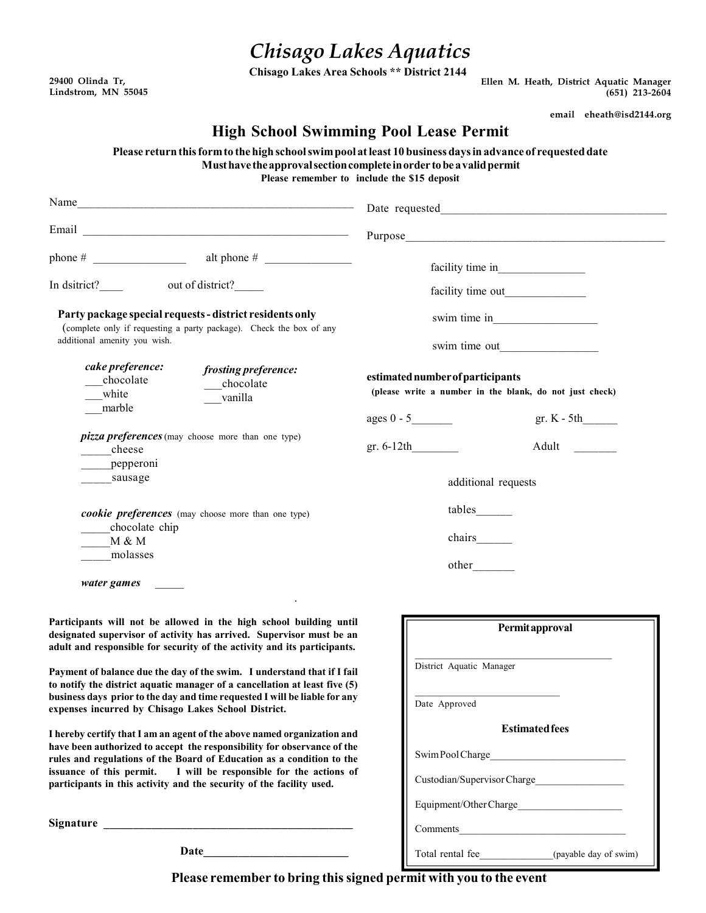# Chisago Lakes Aquatics

**Chisago Lakes Area Schools ** District 2144**

**29400 Olinda Tr,**
**Lindstrom, MN 55045**

**Ellen M. Heath, District Aquatic Manager**
**(651) 213-2604**

**email eheath@isd2144.org**

## High School Swimming Pool Lease Permit

**Please return this form to the high school swim pool at least 10 business days in advance of requested date**
**Must have the approval section complete in order to be a valid permit**
**Please remember to include the $15 deposit**

Name_______________________________________________

Email _____________________________________________

phone # ________________ alt phone # _______________

In dsitrict?____ out of district?_____

Date requested_______________________________________

Purpose____________________________________________

facility time in_______________

facility time out______________

swim time in__________________

swim time out_________________

**Party package special requests - district residents only**
(complete only if requesting a party package). Check the box of any additional amenity you wish.

***cake preference:***
___chocolate
___white
___marble

***frosting preference:***
___chocolate
___vanilla

***pizza preferences*** (may choose more than one type)
_____cheese
_____pepperoni
_____sausage

***cookie preferences*** (may choose more than one type)
_____chocolate chip
_____M & M
_____molasses

***water games*** _____

**estimated number of participants**
**(please write a number in the blank, do not just check)**

ages 0 - 5_______ gr. K - 5th______

gr. 6-12th________ Adult _______

additional requests

tables______

chairs______

other_______

**Participants will not be allowed in the high school building until designated supervisor of activity has arrived. Supervisor must be an adult and responsible for security of the activity and its participants.**

**Payment of balance due the day of the swim. I understand that if I fail to notify the district aquatic manager of a cancellation at least five (5) business days prior to the day and time requested I will be liable for any expenses incurred by Chisago Lakes School District.**

**I hereby certify that I am an agent of the above named organization and have been authorized to accept the responsibility for observance of the rules and regulations of the Board of Education as a condition to the issuance of this permit. I will be responsible for the actions of participants in this activity and the security of the facility used.**

**Signature** ______________________________________________

**Date**__________________________

**Permit approval**

________________________________________
District Aquatic Manager

_____________________________
Date Approved

**Estimated fees**

Swim Pool Charge__________________________

Custodian/Supervisor Charge_________________

Equipment/Other Charge____________________

Comments________________________________

Total rental fee______________(payable day of swim)

**Please remember to bring this signed permit with you to the event**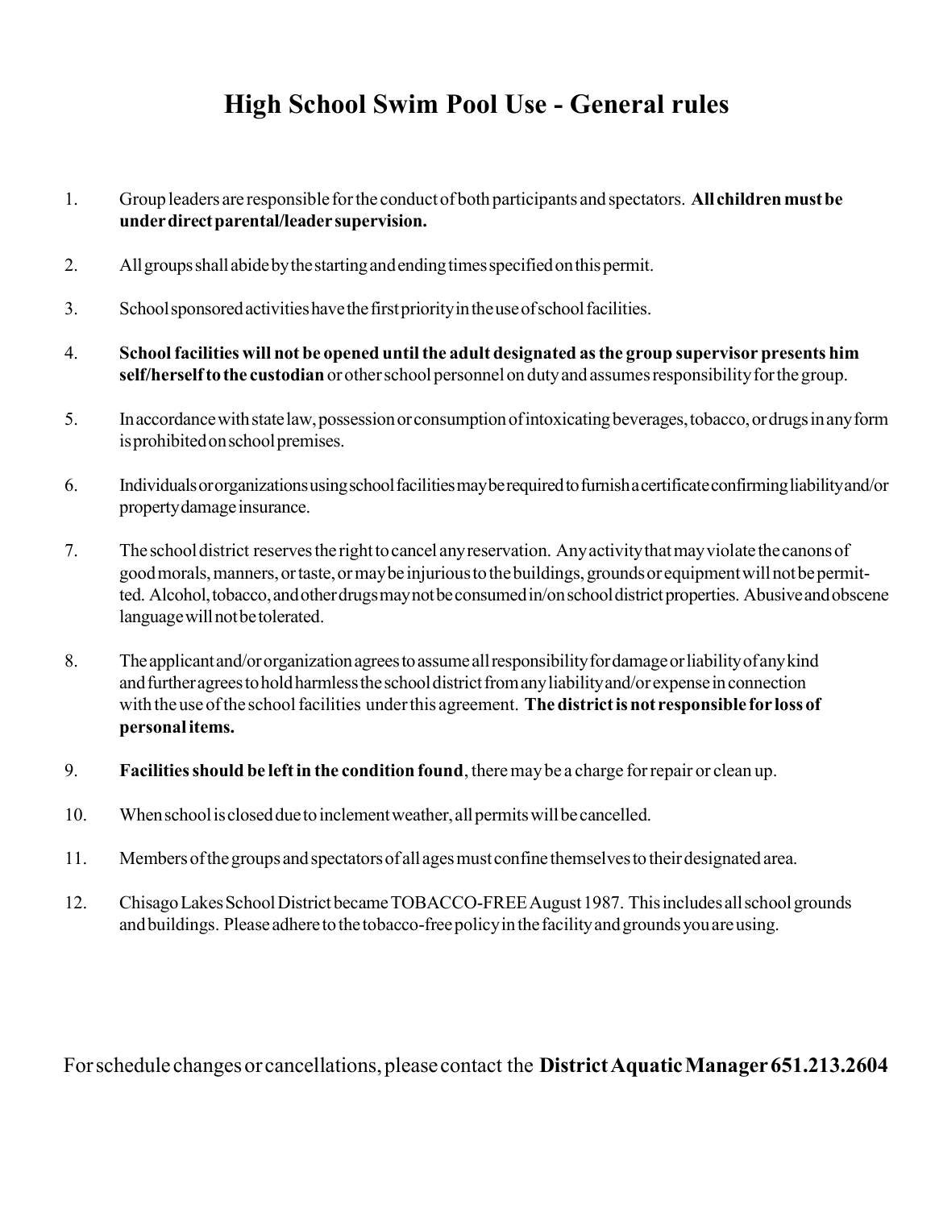# High School Swim Pool Use - General rules

1. Group leaders are responsible for the conduct of both participants and spectators. **All children must be under direct parental/leader supervision.**
2. All groups shall abide by the starting and ending times specified on this permit.
3. School sponsored activities have the first priority in the use of school facilities.
4. **School facilities will not be opened until the adult designated as the group supervisor presents him self/herself to the custodian** or other school personnel on duty and assumes responsibility for the group.
5. In accordance with state law, possession or consumption of intoxicating beverages, tobacco, or drugs in any form is prohibited on school premises.
6. Individuals or organizations using school facilities may be required to furnish a certificate confirming liability and/or property damage insurance.
7. The school district reserves the right to cancel any reservation. Any activity that may violate the canons of good morals, manners, or taste, or may be injurious to the buildings, grounds or equipment will not be permitted. Alcohol, tobacco, and other drugs may not be consumed in/on school district properties. Abusive and obscene language will not be tolerated.
8. The applicant and/or organization agrees to assume all responsibility for damage or liability of any kind and further agrees to hold harmless the school district from any liability and/or expense in connection with the use of the school facilities under this agreement. **The district is not responsible for loss of personal items.**
9. **Facilities should be left in the condition found**, there may be a charge for repair or clean up.
10. When school is closed due to inclement weather, all permits will be cancelled.
11. Members of the groups and spectators of all ages must confine themselves to their designated area.
12. Chisago Lakes School District became TOBACCO-FREE August 1987. This includes all school grounds and buildings. Please adhere to the tobacco-free policy in the facility and grounds you are using.

For schedule changes or cancellations, please contact the **District Aquatic Manager 651.213.2604**